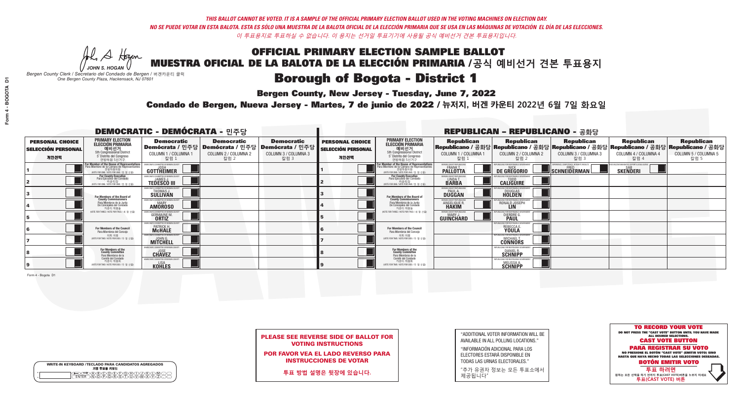*THIS BALLOT CANNOT BE VOTED. IT IS A SAMPLE OF THE OFFICIAL PRIMARY ELECTION BALLOT USED IN THE VOTING MACHINES ON ELECTION DAY.*
*NO SE PUEDE VOTAR EN ESTA BALOTA. ESTA ES SÓLO UNA MUESTRA DE LA BALOTA OFICIAL DE LA ELECCIÓN PRIMARIA QUE SE USA EN LAS MÁQUINAS DE VOTACIÓN EL DÍA DE LAS ELECCIONES.*
*이 투표용지로 투표하실 수 없습니다. 이 용지는 선거일 투표기기에 사용될 공식 예비선거 견본 투표용지입니다.*

JOHN S. HOGAN
*Bergen County Clerk / Secretario del Condado de Bergen / 버겐카운티 클럭*
*One Bergen County Plaza, Hackensack, NJ 07601*

# OFFICIAL PRIMARY ELECTION SAMPLE BALLOT
# MUESTRA OFICIAL DE LA BALOTA DE LA ELECCIÓN PRIMARIA /공식 예비선거 견본 투표용지
# Borough of Bogota - District 1

**Bergen County, New Jersey - Tuesday, June 7, 2022**
**Condado de Bergen, Nueva Jersey - Martes, 7 de junio de 2022 / 뉴저지, 버겐 카운티 2022년 6월 7일 화요일**

## DEMOCRATIC - DEMÓCRATA - 민주당

| PERSONAL CHOICE / SELECCIÓN PERSONAL / 개인선택 | PRIMARY ELECTION / ELECCIÓN PRIMARIA / 예비선거 (5th Congressional District / 5° Distrito del Congreso / 연방하원 5선거구) | Democratic / Demócrata / 민주당 COLUMN 1 / COLUMNA 1 / 칼럼 1 | Democratic / Demócrata / 민주당 COLUMN 2 / COLUMNA 2 / 칼럼 2 | Democratic / Demócrata / 민주당 COLUMN 3 / COLUMNA 3 / 칼럼 3 |
|---|---|---|---|---|
| 1 | For Member of the House of Representatives / Para Miembro de la Cámara de Representantes / 연방하원의원 (VOTE FOR ONE / VOTE POR UNO / 한 명 선출) | DEMOCRATIC COMMITTEE OF BERGEN COUNTY JOSH GOTTHEIMER | | |
| 2 | For County Executive / Para Ejecutivo del Condado / 카운티장 (VOTE FOR ONE / VOTE POR UNO / 한 명 선출) | DEMOCRATIC COMMITTEE OF BERGEN COUNTY JAMES J. TEDESCO III | | |
| 3 | For Members of the Board of County Commissioners / Para Miembros de la Junta De Concejales del Condado / 카운티 위원들 (VOTE FOR THREE / VOTE POR TRES / 세 명 선출) | DEMOCRATIC COMMITTEE OF BERGEN COUNTY THOMAS J. SULLIVAN | | |
| 4 | | DEMOCRATIC COMMITTEE OF BERGEN COUNTY MARY AMOROSO | | |
| 5 | | DEMOCRATIC COMMITTEE OF BERGEN COUNTY GERMAINE M. ORTIZ | | |
| 6 | For Members of the Council / Para Miembros del Concejo / 의회 의원 (VOTE FOR TWO / VOTE POR DOS / 두 명 선출) | DEMOCRATIC COMMITTEE OF BERGEN COUNTY PATRICK H. McHALE | | |
| 7 | | DEMOCRATIC COMMITTEE OF BERGEN COUNTY JOHN G. MITCHELL | | |
| 8 | For Members of the County Committee / Para Miembros de la Comité del Condado / 카운티 위원회 (VOTE FOR TWO / VOTE POR DOS / 두 명 선출) | DEMOCRATIC COMMITTEE OF BERGEN COUNTY JOSE CHAVEZ | | |
| 9 | | DEMOCRATIC COMMITTEE OF BERGEN COUNTY LISA KOHLES | | |

## REPUBLICAN - REPUBLICANO - 공화당

| PERSONAL CHOICE / SELECCIÓN PERSONAL / 개인선택 | PRIMARY ELECTION / ELECCIÓN PRIMARIA / 예비선거 (5th Congressional District / 5° Distrito del Congreso / 연방하원 5선거구) | Republican / Republicano / 공화당 COLUMN 1 / COLUMNA 1 / 칼럼 1 | Republican / Republicano / 공화당 COLUMN 2 / COLUMNA 2 / 칼럼 2 | Republican / Republicano / 공화당 COLUMN 3 / COLUMNA 3 / 칼럼 3 | Republican / Republicano / 공화당 COLUMN 4 / COLUMNA 4 / 칼럼 4 | Republican / Republicano / 공화당 COLUMN 5 / COLUMNA 5 / 칼럼 5 |
|---|---|---|---|---|---|---|
| 1 | For Member of the House of Representatives / Para Miembro de la Cámara de Representantes / 연방하원의원 (VOTE FOR ONE / VOTE POR UNO / 한 명 선출) | REPUBLICANS FOR RESPONSIBLE GOVERNMENT FRANK T. PALLOTTA | REPUBLICANS FOR RESPONSIBLE GOVERNMENT NICK DE GREGORIO | EXPERIENCE, COMPETENCE, INTEGRITY, RESULTS FRED SCHNEIDERMAN | END VACCINE MANDATES, DEPORT ILLEGAL ALIENS SAB SKENDERI | |
| 2 | For County Executive / Para Ejecutivo del Condado / 카운티장 (VOTE FOR ONE / VOTE POR UNO / 한 명 선출) | BERGEN COUNTY REPUBLICANS LINDA T. BARBA | REPUBLICANS FOR RESPONSIBLE GOVERNMENT TODD CALIGUIRE | | | |
| 3 | For Members of the Board of County Commissioners / Para Miembros de la Junta De Concejales del Condado / 카운티 위원들 (VOTE FOR THREE / VOTE POR TRES / 세 명 선출) | BERGEN COUNTY REPUBLICANS PAUL A. DUGGAN | REPUBLICANS FOR RESPONSIBLE GOVERNMENT DOUGLAS HOLDEN | | | |
| 4 | | BERGEN COUNTY REPUBLICANS ANGELIQUE R. HAKIM | REPUBLICANS FOR RESPONSIBLE GOVERNMENT RONALD JOSEPH LIN | | | |
| 5 | | BERGEN COUNTY REPUBLICANS MARY J. GUINCHARD | REPUBLICANS FOR RESPONSIBLE GOVERNMENT DIERDRE G. PAUL | | | |
| 6 | For Members of the Council / Para Miembros del Concejo / 의회 의원 (VOTE FOR TWO / VOTE POR DOS / 두 명 선출) | | REPUBLICANS FOR RESPONSIBLE GOVERNMENT REBECCA E. YOULA | | | |
| 7 | | | REPUBLICANS FOR RESPONSIBLE GOVERNMENT MICHAEL T. CONNORS | | | |
| 8 | For Members of the County Committee / Para Miembros de la Comité del Condado / 카운티 위원회 (VOTE FOR TWO / VOTE POR DOS / 두 명 선출) | | REPUBLICANS FOR RESPONSIBLE GOVERNMENT DANIEL R. SCHNIPP | | | |
| 9 | | | REPUBLICANS FOR RESPONSIBLE GOVERNMENT MELISSA A. SCHNIPP | | | |

Form 4 - Bogota D1

**PLEASE SEE REVERSE SIDE OF BALLOT FOR VOTING INSTRUCTIONS**

**POR FAVOR VEA EL LADO REVERSO PARA INSTRUCCIONES DE VOTAR**

**투표 방법 설명은 뒷장에 있습니다.**

"ADDITIONAL VOTER INFORMATION WILL BE AVAILABLE IN ALL POLLING LOCATIONS."

"INFORMACIÓN ADICIONAL PARA LOS ELECTORES ESTARÁ DISPONIBLE EN TODAS LAS URNAS ELECTORALES."

"추가 유권자 정보는 모든 투표소에서 제공됩니다"

WRITE-IN KEYBOARD /TECLADO PARA CANDIDATOS AGREGADOS
기명 투표용 키보드

**TO RECORD YOUR VOTE**
DO NOT PRESS THE "CAST VOTE" BUTTON UNTIL YOU HAVE MADE ALL DESIRED SELECTIONS.
**CAST VOTE BUTTON**
**PARA REGISTRAR SU VOTO**
NO PRESIONE EL BOTÓN "CAST VOTE" (EMITIR VOTO) SINO HASTA QUE HAYA HECHO TODAS LAS SELECCIONES DESEADAS.
**BOTÓN EMITIR VOTO**
**투표 하려면**
원하는 모든 선택을 하기 전까지 투표(CAST VOTE)버튼을 누르지 마세요
**투표(CAST VOTE) 버튼**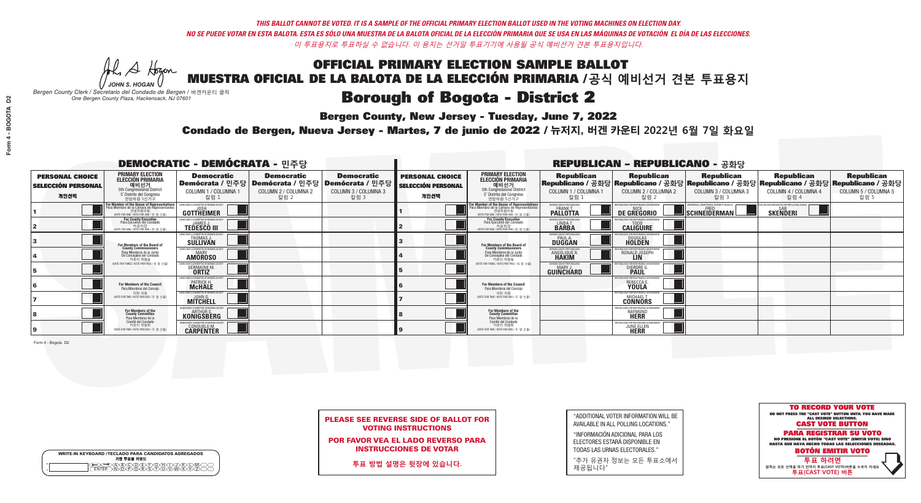*THIS BALLOT CANNOT BE VOTED. IT IS A SAMPLE OF THE OFFICIAL PRIMARY ELECTION BALLOT USED IN THE VOTING MACHINES ON ELECTION DAY.*
*NO SE PUEDE VOTAR EN ESTA BALOTA. ESTA ES SÓLO UNA MUESTRA DE LA BALOTA OFICIAL DE LA ELECCIÓN PRIMARIA QUE SE USA EN LAS MÁQUINAS DE VOTACIÓN EL DÍA DE LAS ELECCIONES.*
*이 투표용지로 투표하실 수 없습니다. 이 용지는 선거일 투표기기에 사용될 공식 예비선거 견본 투표용지입니다.*

JOHN S. HOGAN
*Bergen County Clerk / Secretario del Condado de Bergen / 버겐카운티 클럭*
*One Bergen County Plaza, Hackensack, NJ 07601*

# OFFICIAL PRIMARY ELECTION SAMPLE BALLOT
# MUESTRA OFICIAL DE LA BALOTA DE LA ELECCIÓN PRIMARIA /공식 예비선거 견본 투표용지

## Borough of Bogota - District 2

**Bergen County, New Jersey - Tuesday, June 7, 2022**

**Condado de Bergen, Nueva Jersey - Martes, 7 de junio de 2022 / 뉴저지, 버겐 카운티 2022년 6월 7일 화요일**

### DEMOCRATIC - DEMÓCRATA - 민주당

| PERSONAL CHOICE / SELECCIÓN PERSONAL / 개인선택 | PRIMARY ELECTION / ELECCIÓN PRIMARIA / 예비선거 (5th Congressional District / 5° Distrito del Congreso / 연방하원 5선거구) | Democratic / Demócrata / 민주당 COLUMN 1 / COLUMNA 1 / 칼럼 1 | Democratic / Demócrata / 민주당 COLUMN 2 / COLUMNA 2 / 칼럼 2 | Democratic / Demócrata / 민주당 COLUMN 3 / COLUMNA 3 / 칼럼 3 |
|---|---|---|---|---|
| 1 | For Member of the House of Representatives / Para Miembro de la Cámara de Representantes / 연방하원의원 (VOTE FOR ONE / VOTE POR UNO / 한 명 선출) | JOSH GOTTHEIMER | | |
| 2 | For County Executive / Para Ejecutivo del Condado / 카운티장 (VOTE FOR ONE / VOTE POR UNO / 한 명 선출) | JAMES J. TEDESCO III | | |
| 3 | For Members of the Board of County Commissioners / Para Miembros de la Junta De Concejales del Condado / 카운티 위원들 (VOTE FOR THREE / VOTE POR TRES / 세 명 선출) | THOMAS J. SULLIVAN | | |
| 4 | | MARY AMOROSO | | |
| 5 | | GERMAINE M. ORTIZ | | |
| 6 | For Members of the Council / Para Miembros del Concejo / 의회 의원 (VOTE FOR TWO / VOTE POR DOS / 두 명 선출) | PATRICK H. McHALE | | |
| 7 | | JOHN G. MITCHELL | | |
| 8 | For Members of the County Committee / Para Miembros de la Comité del Condado / 카운티 위원회 (VOTE FOR TWO / VOTE POR DOS / 두 명 선출) | ARTHUR S. KONIGSBERG | | |
| 9 | | CONSUELO M. CARPENTER | | |

### REPUBLICAN - REPUBLICANO - 공화당

| PERSONAL CHOICE / SELECCIÓN PERSONAL / 개인선택 | PRIMARY ELECTION / ELECCIÓN PRIMARIA / 예비선거 (5th Congressional District / 5° Distrito del Congreso / 연방하원 5선거구) | Republican / Republicano / 공화당 COLUMN 1 / COLUMNA 1 / 칼럼 1 | Republican / Republicano / 공화당 COLUMN 2 / COLUMNA 2 / 칼럼 2 | Republican / Republicano / 공화당 COLUMN 3 / COLUMNA 3 / 칼럼 3 | Republican / Republicano / 공화당 COLUMN 4 / COLUMNA 4 / 칼럼 4 | Republican / Republicano / 공화당 COLUMN 5 / COLUMNA 5 / 칼럼 5 |
|---|---|---|---|---|---|---|
| 1 | For Member of the House of Representatives / Para Miembro de la Cámara de Representantes / 연방하원의원 (VOTE FOR ONE / VOTE POR UNO / 한 명 선출) | FRANK T. PALLOTTA | NICK DE GREGORIO | FRED SCHNEIDERMAN | SAB SKENDERI | |
| 2 | For County Executive / Para Ejecutivo del Condado / 카운티장 (VOTE FOR ONE / VOTE POR UNO / 한 명 선출) | LINDA T. BARBA | TODD CALIGUIRE | | | |
| 3 | For Members of the Board of County Commissioners / Para Miembros de la Junta De Concejales del Condado / 카운티 위원들 (VOTE FOR THREE / VOTE POR TRES / 세 명 선출) | PAUL A. DUGGAN | DOUGLAS HOLDEN | | | |
| 4 | | ANGELIQUE R. HAKIM | RONALD JOSEPH LIN | | | |
| 5 | | MARY J. GUINCHARD | DIERDRE G. PAUL | | | |
| 6 | For Members of the Council / Para Miembros del Concejo / 의회 의원 (VOTE FOR TWO / VOTE POR DOS / 두 명 선출) | | REBECCA E. YOULA | | | |
| 7 | | | MICHAEL T. CONNORS | | | |
| 8 | For Members of the County Committee / Para Miembros de la Comité del Condado / 카운티 위원회 (VOTE FOR TWO / VOTE POR DOS / 두 명 선출) | | RAYMOND HERR | | | |
| 9 | | | JUNE ELLEN HERR | | | |

Form 4 - Bogota D2

**PLEASE SEE REVERSE SIDE OF BALLOT FOR VOTING INSTRUCTIONS**

**POR FAVOR VEA EL LADO REVERSO PARA INSTRUCCIONES DE VOTAR**

**투표 방법 설명은 뒷장에 있습니다.**

"ADDITIONAL VOTER INFORMATION WILL BE AVAILABLE IN ALL POLLING LOCATIONS."

"INFORMACIÓN ADICIONAL PARA LOS ELECTORES ESTARÁ DISPONIBLE EN TODAS LAS URNAS ELECTORALES."

"추가 유권자 정보는 모든 투표소에서 제공됩니다"

WRITE-IN KEYBOARD /TECLADO PARA CANDIDATOS AGREGADOS
기명 투표용 키보드

**TO RECORD YOUR VOTE**
DO NOT PRESS THE "CAST VOTE" BUTTON UNTIL YOU HAVE MADE ALL DESIRED SELECTIONS.
**CAST VOTE BUTTON**

**PARA REGISTRAR SU VOTO**
NO PRESIONE EL BOTÓN "CAST VOTE" (EMITIR VOTO) SINO HASTA QUE HAYA HECHO TODAS LAS SELECCIONES DESEADAS.
**BOTÓN EMITIR VOTO**

**투표 하려면**
원하는 모든 선택을 하기 전까지 투표(CAST VOTE)버튼을 누르지 마세요
**투표(CAST VOTE) 버튼**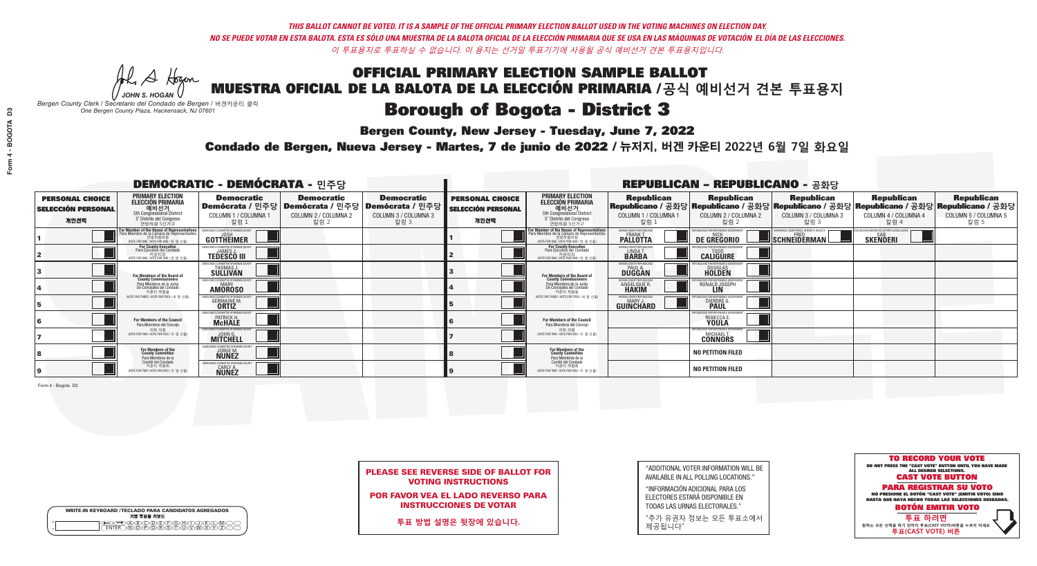*THIS BALLOT CANNOT BE VOTED. IT IS A SAMPLE OF THE OFFICIAL PRIMARY ELECTION BALLOT USED IN THE VOTING MACHINES ON ELECTION DAY.*
*NO SE PUEDE VOTAR EN ESTA BALOTA. ESTA ES SÓLO UNA MUESTRA DE LA BALOTA OFICIAL DE LA ELECCIÓN PRIMARIA QUE SE USA EN LAS MÁQUINAS DE VOTACIÓN EL DÍA DE LAS ELECCIONES.*
*이 투표용지로 투표하실 수 없습니다. 이 용지는 선거일 투표기기에 사용될 공식 예비선거 견본 투표용지입니다.*

# OFFICIAL PRIMARY ELECTION SAMPLE BALLOT
# MUESTRA OFICIAL DE LA BALOTA DE LA ELECCIÓN PRIMARIA /공식 예비선거 견본 투표용지

JOHN S. HOGAN
*Bergen County Clerk / Secretario del Condado de Bergen / 버겐카운티 클럭*
*One Bergen County Plaza, Hackensack, NJ 07601*

## Borough of Bogota - District 3

**Bergen County, New Jersey - Tuesday, June 7, 2022**

**Condado de Bergen, Nueva Jersey - Martes, 7 de junio de 2022 / 뉴저지, 버겐 카운티 2022년 6월 7일 화요일**

### DEMOCRATIC - DEMÓCRATA - 민주당

| PERSONAL CHOICE / SELECCIÓN PERSONAL / 개인선택 | PRIMARY ELECTION / ELECCIÓN PRIMARIA / 예비선거 | Democratic / Demócrata / 민주당 COLUMN 1 / COLUMNA 1 / 칼럼 1 | Democratic / Demócrata / 민주당 COLUMN 2 / COLUMNA 2 / 칼럼 2 | Democratic / Demócrata / 민주당 COLUMN 3 / COLUMNA 3 / 칼럼 3 |
|---|---|---|---|---|
| 1 | For Member of the House of Representatives / Para Miembro de la Cámara de Representantes / 연방하원의원 (5th Congressional District / 5° Distrito del Congreso / 연방하원 5선거구) (VOTE FOR ONE / VOTE POR UNO / 한 명 선출) | JOSH GOTTHEIMER | | |
| 2 | For County Executive / Para Ejecutivo del Condado / 카운티장 (VOTE FOR ONE / VOTE POR UNO / 한 명 선출) | JAMES J. TEDESCO III | | |
| 3 | For Members of the Board of County Commissioners / Para Miembros de la Junta De Concejales del Condado / 카운티 위원들 (VOTE FOR THREE / VOTE POR TRES / 세 명 선출) | THOMAS J. SULLIVAN | | |
| 4 | | MARY AMOROSO | | |
| 5 | | GERMAINE M. ORTIZ | | |
| 6 | For Members of the Council / Para Miembros del Concejo / 의회 의원 (VOTE FOR TWO / VOTE POR DOS / 두 명 선출) | PATRICK H. McHALE | | |
| 7 | | JOHN G. MITCHELL | | |
| 8 | For Members of the County Committee / Para Miembros de la Comité del Condado / 카운티 위원회 (VOTE FOR TWO / VOTE POR DOS / 두 명 선출) | JORGE M. NUÑEZ | | |
| 9 | | CARLY A. NUÑEZ | | |

### REPUBLICAN - REPUBLICANO - 공화당

| PERSONAL CHOICE / SELECCIÓN PERSONAL / 개인선택 | PRIMARY ELECTION / ELECCIÓN PRIMARIA / 예비선거 | Republican / Republicano / 공화당 COLUMN 1 / COLUMNA 1 / 칼럼 1 | Republican / Republicano / 공화당 COLUMN 2 / COLUMNA 2 / 칼럼 2 | Republican / Republicano / 공화당 COLUMN 3 / COLUMNA 3 / 칼럼 3 | Republican / Republicano / 공화당 COLUMN 4 / COLUMNA 4 / 칼럼 4 | Republican / Republicano / 공화당 COLUMN 5 / COLUMNA 5 / 칼럼 5 |
|---|---|---|---|---|---|---|
| 1 | For Member of the House of Representatives / Para Miembro de la Cámara de Representantes / 연방하원의원 (5th Congressional District / 5° Distrito del Congreso / 연방하원 5선거구) (VOTE FOR ONE / VOTE POR UNO / 한 명 선출) | FRANK T. PALLOTTA | NICK DE GREGORIO | FRED SCHNEIDERMAN | SAB SKENDERI | |
| 2 | For County Executive / Para Ejecutivo del Condado / 카운티장 (VOTE FOR ONE / VOTE POR UNO / 한 명 선출) | LINDA T. BARBA | TODD CALIGUIRE | | | |
| 3 | For Members of the Board of County Commissioners / Para Miembros de la Junta De Concejales del Condado / 카운티 위원들 (VOTE FOR THREE / VOTE POR TRES / 세 명 선출) | PAUL A. DUGGAN | DOUGLAS HOLDEN | | | |
| 4 | | ANGELIQUE R. HAKIM | RONALD JOSEPH LIN | | | |
| 5 | | MARY J. GUINCHARD | DIERDRE G. PAUL | | | |
| 6 | For Members of the Council / Para Miembros del Concejo / 의회 의원 (VOTE FOR TWO / VOTE POR DOS / 두 명 선출) | | REBECCA E. YOULA | | | |
| 7 | | | MICHAEL T. CONNORS | | | |
| 8 | For Members of the County Committee / Para Miembros de la Comité del Condado / 카운티 위원회 (VOTE FOR TWO / VOTE POR DOS / 두 명 선출) | | NO PETITION FILED | | | |
| 9 | | | NO PETITION FILED | | | |

Form 4 - Bogota D3

**PLEASE SEE REVERSE SIDE OF BALLOT FOR VOTING INSTRUCTIONS**

**POR FAVOR VEA EL LADO REVERSO PARA INSTRUCCIONES DE VOTAR**

**투표 방법 설명은 뒷장에 있습니다.**

"ADDITIONAL VOTER INFORMATION WILL BE AVAILABLE IN ALL POLLING LOCATIONS."

"INFORMACIÓN ADICIONAL PARA LOS ELECTORES ESTARÁ DISPONIBLE EN TODAS LAS URNAS ELECTORALES."

"추가 유권자 정보는 모든 투표소에서 제공됩니다"

WRITE-IN KEYBOARD /TECLADO PARA CANDIDATOS AGREGADOS
기명 투표용 키보드

**TO RECORD YOUR VOTE**
DO NOT PRESS THE "CAST VOTE" BUTTON UNTIL YOU HAVE MADE ALL DESIRED SELECTIONS.
**CAST VOTE BUTTON**

**PARA REGISTRAR SU VOTO**
NO PRESIONE EL BOTÓN "CAST VOTE" (EMITIR VOTO) SINO HASTA QUE HAYA HECHO TODAS LAS SELECCIONES DESEADAS.
**BOTÓN EMITIR VOTO**

**투표 하려면**
원하는 모든 선택을 하기 전까지 투표(CAST VOTE)버튼을 누르지 마세요
**투표(CAST VOTE) 버튼**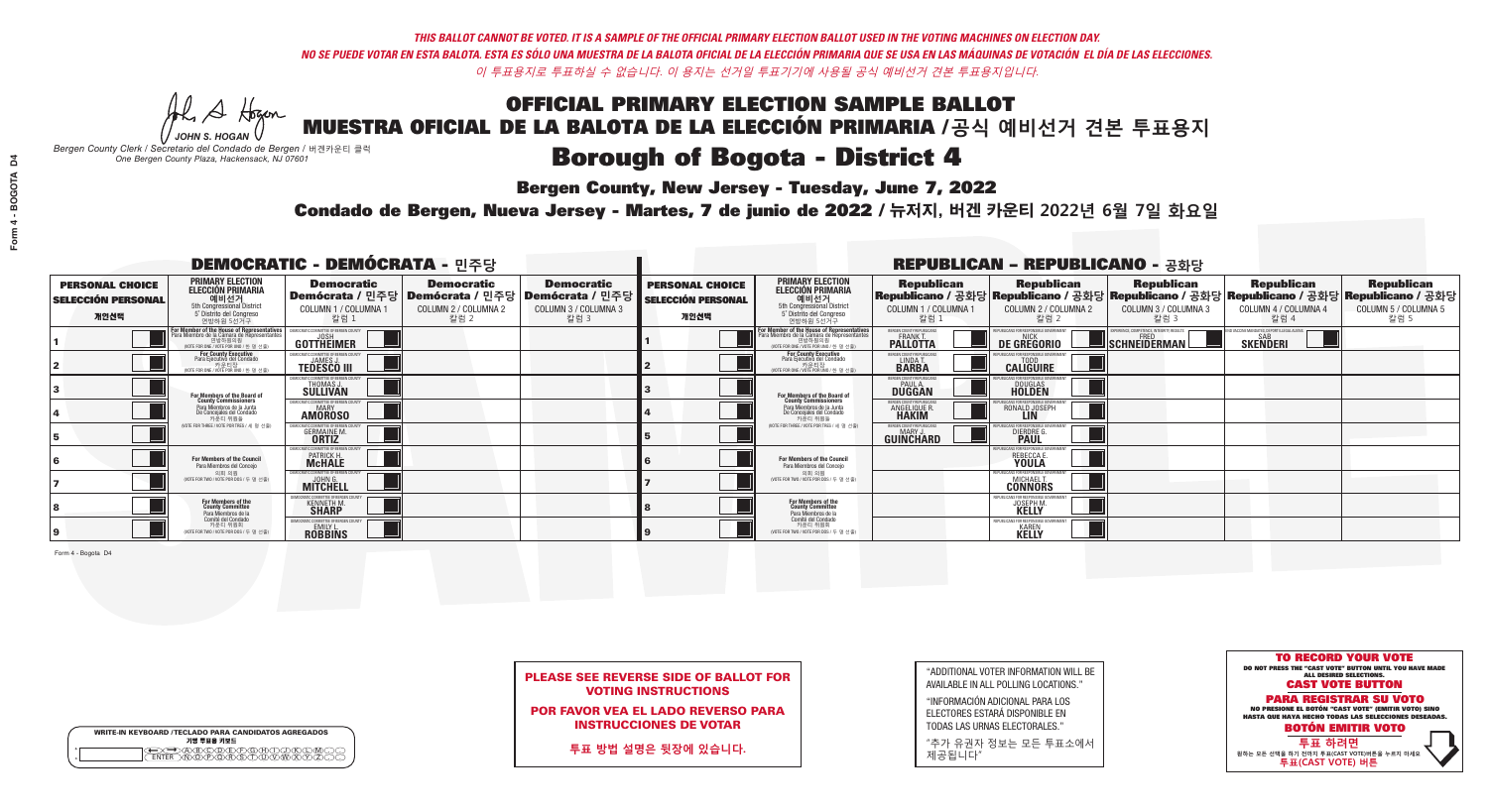*THIS BALLOT CANNOT BE VOTED. IT IS A SAMPLE OF THE OFFICIAL PRIMARY ELECTION BALLOT USED IN THE VOTING MACHINES ON ELECTION DAY.*
*NO SE PUEDE VOTAR EN ESTA BALOTA. ESTA ES SÓLO UNA MUESTRA DE LA BALOTA OFICIAL DE LA ELECCIÓN PRIMARIA QUE SE USA EN LAS MÁQUINAS DE VOTACIÓN EL DÍA DE LAS ELECCIONES.*
*이 투표용지로 투표하실 수 없습니다. 이 용지는 선거일 투표기기에 사용될 공식 예비선거 견본 투표용지입니다.*

JOHN S. HOGAN
*Bergen County Clerk / Secretario del Condado de Bergen / 버겐카운티 클럭*
*One Bergen County Plaza, Hackensack, NJ 07601*

# OFFICIAL PRIMARY ELECTION SAMPLE BALLOT
# MUESTRA OFICIAL DE LA BALOTA DE LA ELECCIÓN PRIMARIA /공식 예비선거 견본 투표용지

## Borough of Bogota - District 4

**Bergen County, New Jersey - Tuesday, June 7, 2022**

**Condado de Bergen, Nueva Jersey - Martes, 7 de junio de 2022 / 뉴저지, 버겐 카운티 2022년 6월 7일 화요일**

### DEMOCRATIC - DEMÓCRATA - 민주당

| PERSONAL CHOICE / SELECCIÓN PERSONAL / 개인선택 | PRIMARY ELECTION / ELECCIÓN PRIMARIA / 예비선거 | Democratic / Demócrata / 민주당 COLUMN 1 / COLUMNA 1 / 칼럼 1 | Democratic / Demócrata / 민주당 COLUMN 2 / COLUMNA 2 / 칼럼 2 | Democratic / Demócrata / 민주당 COLUMN 3 / COLUMNA 3 / 칼럼 3 |
|---|---|---|---|---|
| 1 | For Member of the House of Representatives / Para Miembro de la Cámara de Representantes / 연방하원의원 (5th Congressional District / 5° Distrito del Congreso / 연방하원 5선거구) (VOTE FOR ONE / VOTE POR UNO / 한 명 선출) | JOSH GOTTHEIMER | | |
| 2 | For County Executive / Para Ejecutivo del Condado / 카운티장 (VOTE FOR ONE / VOTE POR UNO / 한 명 선출) | JAMES J. TEDESCO III | | |
| 3 | For Members of the Board of County Commissioners / Para Miembros de la Junta De Concejales del Condado / 카운티 위원들 (VOTE FOR THREE / VOTE POR TRES / 세 명 선출) | THOMAS J. SULLIVAN | | |
| 4 | | MARY AMOROSO | | |
| 5 | | GERMAINE M. ORTIZ | | |
| 6 | For Members of the Council / Para Miembros del Concejo / 의회 의원 (VOTE FOR TWO / VOTE POR DOS / 두 명 선출) | PATRICK H. McHALE | | |
| 7 | | JOHN G. MITCHELL | | |
| 8 | For Members of the County Committee / Para Miembros de la Comité del Condado / 카운티 위원회 (VOTE FOR TWO / VOTE POR DOS / 두 명 선출) | KENNETH M. SHARP | | |
| 9 | | EMILY L. ROBBINS | | |

### REPUBLICAN - REPUBLICANO - 공화당

| PERSONAL CHOICE / SELECCIÓN PERSONAL / 개인선택 | PRIMARY ELECTION / ELECCIÓN PRIMARIA / 예비선거 | Republican / Republicano / 공화당 COLUMN 1 / COLUMNA 1 / 칼럼 1 | Republican / Republicano / 공화당 COLUMN 2 / COLUMNA 2 / 칼럼 2 | Republican / Republicano / 공화당 COLUMN 3 / COLUMNA 3 / 칼럼 3 | Republican / Republicano / 공화당 COLUMN 4 / COLUMNA 4 / 칼럼 4 | Republican / Republicano / 공화당 COLUMN 5 / COLUMNA 5 / 칼럼 5 |
|---|---|---|---|---|---|---|
| 1 | For Member of the House of Representatives / Para Miembro de la Cámara de Representantes / 연방하원의원 (5th Congressional District / 5° Distrito del Congreso / 연방하원 5선거구) (VOTE FOR ONE / VOTE POR UNO / 한 명 선출) | FRANK T. PALLOTTA | NICK DE GREGORIO | FRED SCHNEIDERMAN | SAB SKENDERI | |
| 2 | For County Executive / Para Ejecutivo del Condado / 카운티장 (VOTE FOR ONE / VOTE POR UNO / 한 명 선출) | LINDA T. BARBA | TODD CALIGUIRE | | | |
| 3 | For Members of the Board of County Commissioners / Para Miembros de la Junta De Concejales del Condado / 카운티 위원들 (VOTE FOR THREE / VOTE POR TRES / 세 명 선출) | PAUL A. DUGGAN | DOUGLAS HOLDEN | | | |
| 4 | | ANGELIQUE R. HAKIM | RONALD JOSEPH LIN | | | |
| 5 | | MARY J. GUINCHARD | DIERDRE G. PAUL | | | |
| 6 | For Members of the Council / Para Miembros del Concejo / 의회 의원 (VOTE FOR TWO / VOTE POR DOS / 두 명 선출) | | REBECCA E. YOULA | | | |
| 7 | | | MICHAEL T. CONNORS | | | |
| 8 | For Members of the County Committee / Para Miembros de la Comité del Condado / 카운티 위원회 (VOTE FOR TWO / VOTE POR DOS / 두 명 선출) | | JOSEPH M. KELLY | | | |
| 9 | | | KAREN KELLY | | | |

Form 4 - Bogota D4

**PLEASE SEE REVERSE SIDE OF BALLOT FOR VOTING INSTRUCTIONS**

**POR FAVOR VEA EL LADO REVERSO PARA INSTRUCCIONES DE VOTAR**

**투표 방법 설명은 뒷장에 있습니다.**

"ADDITIONAL VOTER INFORMATION WILL BE AVAILABLE IN ALL POLLING LOCATIONS."

"INFORMACIÓN ADICIONAL PARA LOS ELECTORES ESTARÁ DISPONIBLE EN TODAS LAS URNAS ELECTORALES."

"추가 유권자 정보는 모든 투표소에서 제공됩니다"

WRITE-IN KEYBOARD /TECLADO PARA CANDIDATOS AGREGADOS
기명 투표용 키보드

**TO RECORD YOUR VOTE**
DO NOT PRESS THE "CAST VOTE" BUTTON UNTIL YOU HAVE MADE ALL DESIRED SELECTIONS.
**CAST VOTE BUTTON**

**PARA REGISTRAR SU VOTO**
NO PRESIONE EL BOTÓN "CAST VOTE" (EMITIR VOTO) SINO HASTA QUE HAYA HECHO TODAS LAS SELECCIONES DESEADAS.
**BOTÓN EMITIR VOTO**

**투표 하려면**
원하는 모든 선택을 하기 전까지 투표(CAST VOTE)버튼을 누르지 마세요.
**투표(CAST VOTE) 버튼**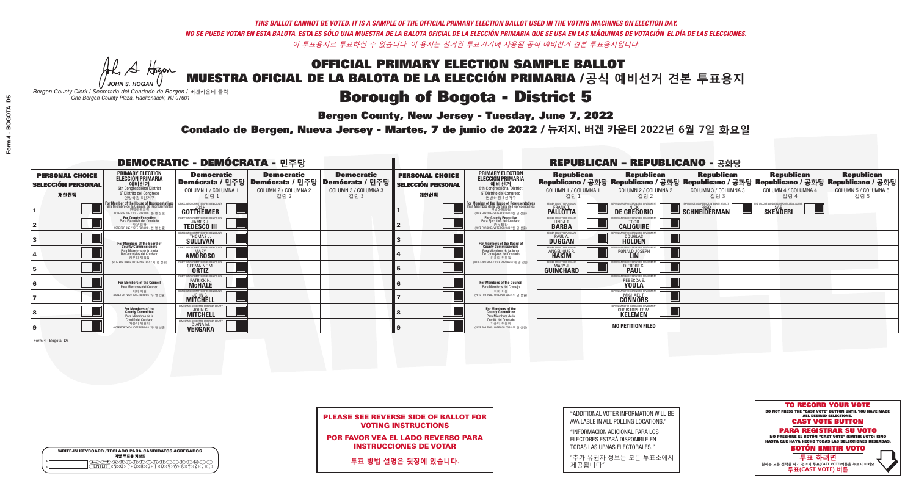*THIS BALLOT CANNOT BE VOTED. IT IS A SAMPLE OF THE OFFICIAL PRIMARY ELECTION BALLOT USED IN THE VOTING MACHINES ON ELECTION DAY.*
*NO SE PUEDE VOTAR EN ESTA BALOTA. ESTA ES SÓLO UNA MUESTRA DE LA BALOTA OFICIAL DE LA ELECCIÓN PRIMARIA QUE SE USA EN LAS MÁQUINAS DE VOTACIÓN EL DÍA DE LAS ELECCIONES.*
*이 투표용지로 투표하실 수 없습니다. 이 용지는 선거일 투표기기에 사용될 공식 예비선거 견본 투표용지입니다.*

JOHN S. HOGAN
*Bergen County Clerk / Secretario del Condado de Bergen / 버겐카운티 클럭*
*One Bergen County Plaza, Hackensack, NJ 07601*

# OFFICIAL PRIMARY ELECTION SAMPLE BALLOT
# MUESTRA OFICIAL DE LA BALOTA DE LA ELECCIÓN PRIMARIA /공식 예비선거 견본 투표용지

## Borough of Bogota - District 5

**Bergen County, New Jersey - Tuesday, June 7, 2022**

**Condado de Bergen, Nueva Jersey - Martes, 7 de junio de 2022 / 뉴저지, 버겐 카운티 2022년 6월 7일 화요일**

### DEMOCRATIC - DEMÓCRATA - 민주당

| PERSONAL CHOICE / SELECCIÓN PERSONAL / 개인선택 | PRIMARY ELECTION / ELECCIÓN PRIMARIA / 예비선거 / 5th Congressional District / 5° Distrito del Congreso / 연방하원 5선거구 | Democratic / Demócrata / 민주당 COLUMN 1 / COLUMNA 1 / 칼럼 1 | Democratic / Demócrata / 민주당 COLUMN 2 / COLUMNA 2 / 칼럼 2 | Democratic / Demócrata / 민주당 COLUMN 3 / COLUMNA 3 / 칼럼 3 |
|---|---|---|---|---|
| 1 | For Member of the House of Representatives / Para Miembro de la Cámara de Representantes / 연방하원의원 (VOTE FOR ONE / VOTE POR UNO / 한 명 선출) | JOSH GOTTHEIMER | | |
| 2 | For County Executive / Para Ejecutivo del Condado / 카운티장 (VOTE FOR ONE / VOTE POR UNO / 한 명 선출) | JAMES J. TEDESCO III | | |
| 3 | For Members of the Board of County Commissioners / Para Miembros de la Junta De Concejales del Condado / 카운티 위원들 (VOTE FOR THREE / VOTE POR TRES / 세 명 선출) | THOMAS J. SULLIVAN | | |
| 4 | | MARY AMOROSO | | |
| 5 | | GERMAINE M. ORTIZ | | |
| 6 | For Members of the Council / Para Miembros del Concejo / 의회 의원 (VOTE FOR TWO / VOTE POR DOS / 두 명 선출) | PATRICK H. McHALE | | |
| 7 | | JOHN G. MITCHELL | | |
| 8 | For Members of the County Committee / Para Miembros de la Comité del Condado / 카운티 위원회 (VOTE FOR TWO / VOTE POR DOS / 두 명 선출) | JOHN G. MITCHELL | | |
| 9 | | DIANA M. VERGARA | | |

### REPUBLICAN - REPUBLICANO - 공화당

| PERSONAL CHOICE / SELECCIÓN PERSONAL / 개인선택 | PRIMARY ELECTION / ELECCIÓN PRIMARIA / 예비선거 / 5th Congressional District / 5° Distrito del Congreso / 연방하원 5선거구 | Republican / Republicano / 공화당 COLUMN 1 / COLUMNA 1 / 칼럼 1 | Republican / Republicano / 공화당 COLUMN 2 / COLUMNA 2 / 칼럼 2 | Republican / Republicano / 공화당 COLUMN 3 / COLUMNA 3 / 칼럼 3 | Republican / Republicano / 공화당 COLUMN 4 / COLUMNA 4 / 칼럼 4 | Republican / Republicano / 공화당 COLUMN 5 / COLUMNA 5 / 칼럼 5 |
|---|---|---|---|---|---|---|
| 1 | For Member of the House of Representatives / Para Miembro de la Cámara de Representantes / 연방하원의원 (VOTE FOR ONE / VOTE POR UNO / 한 명 선출) | FRANK T. PALLOTTA | NICK DE GREGORIO | FRED SCHNEIDERMAN | SAB SKENDERI | |
| 2 | For County Executive / Para Ejecutivo del Condado / 카운티장 (VOTE FOR ONE / VOTE POR UNO / 한 명 선출) | LINDA T. BARBA | TODD CALIGUIRE | | | |
| 3 | For Members of the Board of County Commissioners / Para Miembros de la Junta De Concejales del Condado / 카운티 위원들 (VOTE FOR THREE / VOTE POR TRES / 세 명 선출) | PAUL A. DUGGAN | DOUGLAS HOLDEN | | | |
| 4 | | ANGELIQUE R. HAKIM | RONALD JOSEPH LIN | | | |
| 5 | | MARY J. GUINCHARD | DIERDRE G. PAUL | | | |
| 6 | For Members of the Council / Para Miembros del Concejo / 의회 의원 (VOTE FOR TWO / VOTE POR DOS / 두 명 선출) | | REBECCA E. YOULA | | | |
| 7 | | | MICHAEL T. CONNORS | | | |
| 8 | For Members of the County Committee / Para Miembros de la Comité del Condado / 카운티 위원회 (VOTE FOR TWO / VOTE POR DOS / 두 명 선출) | | CHRISTOPHER M. KELEMEN | | | |
| 9 | | | NO PETITION FILED | | | |

Form 4 - Bogota D5

WRITE-IN KEYBOARD /TECLADO PARA CANDIDATOS AGREGADOS / 기명 투표용 키보드

**PLEASE SEE REVERSE SIDE OF BALLOT FOR VOTING INSTRUCTIONS**

**POR FAVOR VEA EL LADO REVERSO PARA INSTRUCCIONES DE VOTAR**

**투표 방법 설명은 뒷장에 있습니다.**

"ADDITIONAL VOTER INFORMATION WILL BE AVAILABLE IN ALL POLLING LOCATIONS."

"INFORMACIÓN ADICIONAL PARA LOS ELECTORES ESTARÁ DISPONIBLE EN TODAS LAS URNAS ELECTORALES."

"추가 유권자 정보는 모든 투표소에서 제공됩니다"

**TO RECORD YOUR VOTE**
DO NOT PRESS THE "CAST VOTE" BUTTON UNTIL YOU HAVE MADE ALL DESIRED SELECTIONS.
**CAST VOTE BUTTON**

**PARA REGISTRAR SU VOTO**
NO PRESIONE EL BOTÓN "CAST VOTE" (EMITIR VOTO) SINO HASTA QUE HAYA HECHO TODAS LAS SELECCIONES DESEADAS.
**BOTÓN EMITIR VOTO**

**투표 하려면**
원하는 모든 선택을 하기 전까지 투표(CAST VOTE)버튼을 누르지 마세요
**투표(CAST VOTE) 버튼**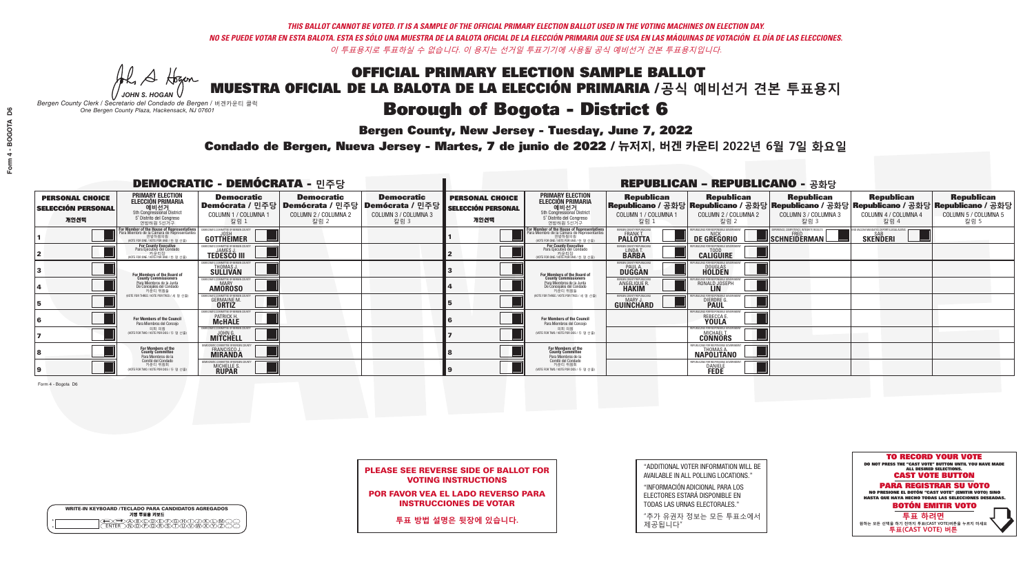THIS BALLOT CANNOT BE VOTED. IT IS A SAMPLE OF THE OFFICIAL PRIMARY ELECTION BALLOT USED IN THE VOTING MACHINES ON ELECTION DAY.
NO SE PUEDE VOTAR EN ESTA BALOTA. ESTA ES SÓLO UNA MUESTRA DE LA BALOTA OFICIAL DE LA ELECCIÓN PRIMARIA QUE SE USA EN LAS MÁQUINAS DE VOTACIÓN EL DÍA DE LAS ELECCIONES.
이 투표용지로 투표하실 수 없습니다. 이 용지는 선거일 투표기기에 사용될 공식 예비선거 견본 투표용지입니다.

JOHN S. HOGAN
Bergen County Clerk / Secretario del Condado de Bergen / 버겐카운티 클럭
One Bergen County Plaza, Hackensack, NJ 07601

# OFFICIAL PRIMARY ELECTION SAMPLE BALLOT
# MUESTRA OFICIAL DE LA BALOTA DE LA ELECCIÓN PRIMARIA /공식 예비선거 견본 투표용지

# Borough of Bogota - District 6

Bergen County, New Jersey - Tuesday, June 7, 2022

Condado de Bergen, Nueva Jersey - Martes, 7 de junio de 2022 / 뉴저지, 버겐 카운티 2022년 6월 7일 화요일

## DEMOCRATIC - DEMÓCRATA - 민주당

| PERSONAL CHOICE / SELECCIÓN PERSONAL / 개인선택 | PRIMARY ELECTION / ELECCIÓN PRIMARIA / 예비선거 | Democratic / Demócrata / 민주당 COLUMN 1 / COLUMNA 1 / 칼럼 1 | Democratic / Demócrata / 민주당 COLUMN 2 / COLUMNA 2 / 칼럼 2 | Democratic / Demócrata / 민주당 COLUMN 3 / COLUMNA 3 / 칼럼 3 |
|---|---|---|---|---|
| 1 | For Member of the House of Representatives / Para Miembro de la Cámara de Representantes / 연방하원의원 (5th Congressional District / 5° Distrito del Congreso / 연방하원 5선거구) (VOTE FOR ONE / VOTE POR UNO / 한 명 선출) | JOSH GOTTHEIMER | | |
| 2 | For County Executive / Para Ejecutivo del Condado / 카운티장 (VOTE FOR ONE / VOTE POR UNO / 한 명 선출) | JAMES J. TEDESCO III | | |
| 3 | For Members of the Board of County Commissioners / Para Miembros de la Junta De Concejales del Condado / 카운티 위원들 (VOTE FOR THREE / VOTE POR TRES / 세 명 선출) | THOMAS J. SULLIVAN | | |
| 4 | | MARY AMOROSO | | |
| 5 | | GERMAINE M. ORTIZ | | |
| 6 | For Members of the Council / Para Miembros del Concejo / 의회 의원 (VOTE FOR TWO / VOTE POR DOS / 두 명 선출) | PATRICK H. McHALE | | |
| 7 | | JOHN G. MITCHELL | | |
| 8 | For Members of the County Committee / Para Miembros de la Comité del Condado / 카운티 위원회 (VOTE FOR TWO / VOTE POR DOS / 두 명 선출) | FRANCISCO J. MIRANDA | | |
| 9 | | MICHELLE S. RUPAR | | |

## REPUBLICAN - REPUBLICANO - 공화당

| PERSONAL CHOICE / SELECCIÓN PERSONAL / 개인선택 | PRIMARY ELECTION / ELECCIÓN PRIMARIA / 예비선거 | Republican / Republicano / 공화당 COLUMN 1 / COLUMNA 1 / 칼럼 1 | Republican / Republicano / 공화당 COLUMN 2 / COLUMNA 2 / 칼럼 2 | Republican / Republicano / 공화당 COLUMN 3 / COLUMNA 3 / 칼럼 3 | Republican / Republicano / 공화당 COLUMN 4 / COLUMNA 4 / 칼럼 4 | Republican / Republicano / 공화당 COLUMN 5 / COLUMNA 5 / 칼럼 5 |
|---|---|---|---|---|---|---|
| 1 | For Member of the House of Representatives / Para Miembro de la Cámara de Representantes / 연방하원의원 (5th Congressional District / 5° Distrito del Congreso / 연방하원 5선거구) (VOTE FOR ONE / VOTE POR UNO / 한 명 선출) | FRANK T. PALLOTTA | NICK DE GREGORIO | FRED SCHNEIDERMAN | SAB SKENDERI | |
| 2 | For County Executive / Para Ejecutivo del Condado / 카운티장 (VOTE FOR ONE / VOTE POR UNO / 한 명 선출) | LINDA T. BARBA | TODD CALIGUIRE | | | |
| 3 | For Members of the Board of County Commissioners / Para Miembros de la Junta De Concejales del Condado / 카운티 위원들 (VOTE FOR THREE / VOTE POR TRES / 세 명 선출) | PAUL A. DUGGAN | DOUGLAS HOLDEN | | | |
| 4 | | ANGELIQUE R. HAKIM | RONALD JOSEPH LIN | | | |
| 5 | | MARY J. GUINCHARD | DIERDRE G. PAUL | | | |
| 6 | For Members of the Council / Para Miembros del Concejo / 의회 의원 (VOTE FOR TWO / VOTE POR DOS / 두 명 선출) | | REBECCA E. YOULA | | | |
| 7 | | | MICHAEL T. CONNORS | | | |
| 8 | For Members of the County Committee / Para Miembros de la Comité del Condado / 카운티 위원회 (VOTE FOR TWO / VOTE POR DOS / 두 명 선출) | | THOMAS A. NAPOLITANO | | | |
| 9 | | | DANIELE FEDE | | | |

PLEASE SEE REVERSE SIDE OF BALLOT FOR VOTING INSTRUCTIONS

POR FAVOR VEA EL LADO REVERSO PARA INSTRUCCIONES DE VOTAR

투표 방법 설명은 뒷장에 있습니다.

"ADDITIONAL VOTER INFORMATION WILL BE AVAILABLE IN ALL POLLING LOCATIONS."

"INFORMACIÓN ADICIONAL PARA LOS ELECTORES ESTARÁ DISPONIBLE EN TODAS LAS URNAS ELECTORALES."

"추가 유권자 정보는 모든 투표소에서 제공됩니다"

TO RECORD YOUR VOTE
DO NOT PRESS THE "CAST VOTE" BUTTON UNTIL YOU HAVE MADE ALL DESIRED SELECTIONS.
CAST VOTE BUTTON

PARA REGISTRAR SU VOTO
NO PRESIONE EL BOTÓN "CAST VOTE" (EMITIR VOTO) SINO HASTA QUE HAYA HECHO TODAS LAS SELECCIONES DESEADAS.
BOTÓN EMITIR VOTO

투표 하려면
원하는 모든 선택을 하기 전까지 투표(CAST VOTE)버튼을 누르지 마세요
투표(CAST VOTE) 버튼

WRITE-IN KEYBOARD /TECLADO PARA CANDIDATOS AGREGADOS
기명 투표용 키보드

Form 4 - Bogota D6